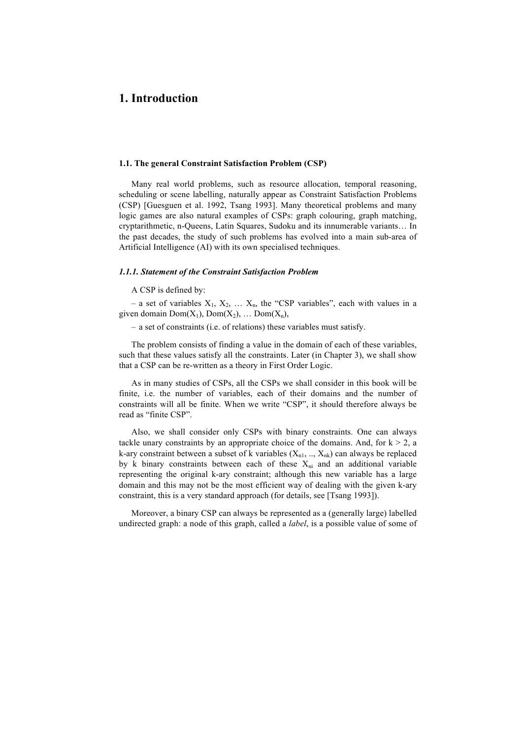# 1. Introduction

### 1.1. The general Constraint Satisfaction Problem (CSP)

Many real world problems, such as resource allocation, temporal reasoning, scheduling or scene labelling, naturally appear as Constraint Satisfaction Problems (CSP) [Guesguen et al. 1992, Tsang 1993]. Many theoretical problems and many logic games are also natural examples of CSPs: graph colouring, graph matching, cryptarithmetic, n-Queens, Latin Squares, Sudoku and its innumerable variants… In the past decades, the study of such problems has evolved into a main sub-area of Artificial Intelligence (AI) with its own specialised techniques.

#### *1.1.1. Statement of the Constraint Satisfaction Problem*

A CSP is defined by:

– a set of variables $X_1$, $X_2$, … $X_n$, the "CSP variables", each with values in a given domain $Dom(X_1)$, $Dom(X_2)$, … $Dom(X_n)$,

– a set of constraints (i.e. of relations) these variables must satisfy.

The problem consists of finding a value in the domain of each of these variables, such that these values satisfy all the constraints. Later (in Chapter 3), we shall show that a CSP can be re-written as a theory in First Order Logic.

As in many studies of CSPs, all the CSPs we shall consider in this book will be finite, i.e. the number of variables, each of their domains and the number of constraints will all be finite. When we write "CSP", it should therefore always be read as "finite CSP".

Also, we shall consider only CSPs with binary constraints. One can always tackle unary constraints by an appropriate choice of the domains. And, for $k > 2$, a k-ary constraint between a subset of k variables ($X_{n1}$, .., $X_{nk}$) can always be replaced by k binary constraints between each of these $X_{ni}$ and an additional variable representing the original k-ary constraint; although this new variable has a large domain and this may not be the most efficient way of dealing with the given k-ary constraint, this is a very standard approach (for details, see [Tsang 1993]).

Moreover, a binary CSP can always be represented as a (generally large) labelled undirected graph: a node of this graph, called a *label*, is a possible value of some of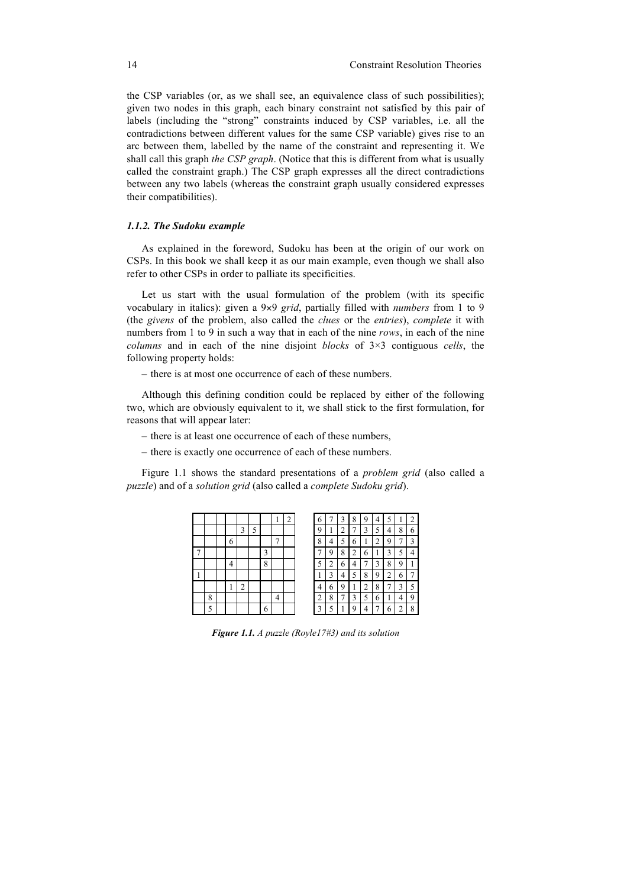the CSP variables (or, as we shall see, an equivalence class of such possibilities); given two nodes in this graph, each binary constraint not satisfied by this pair of labels (including the "strong" constraints induced by CSP variables, i.e. all the contradictions between different values for the same CSP variable) gives rise to an arc between them, labelled by the name of the constraint and representing it. We shall call this graph *the CSP graph*. (Notice that this is different from what is usually called the constraint graph.) The CSP graph expresses all the direct contradictions between any two labels (whereas the constraint graph usually considered expresses their compatibilities).

### *1.1.2. The Sudoku example*

As explained in the foreword, Sudoku has been at the origin of our work on CSPs. In this book we shall keep it as our main example, even though we shall also refer to other CSPs in order to palliate its specificities.

Let us start with the usual formulation of the problem (with its specific vocabulary in italics): given a 9×9 *grid*, partially filled with *numbers* from 1 to 9 (the *givens* of the problem, also called the *clues* or the *entries*), *complete* it with numbers from 1 to 9 in such a way that in each of the nine *rows*, in each of the nine *columns* and in each of the nine disjoint *blocks* of 3×3 contiguous *cells*, the following property holds:

– there is at most one occurrence of each of these numbers.

Although this defining condition could be replaced by either of the following two, which are obviously equivalent to it, we shall stick to the first formulation, for reasons that will appear later:

– there is at least one occurrence of each of these numbers,

– there is exactly one occurrence of each of these numbers.

Figure 1.1 shows the standard presentations of a *problem grid* (also called a *puzzle*) and of a *solution grid* (also called a *complete Sudoku grid*).

|   |   |   |   |   |   |   | 1 | 2 |
|---|---|---|---|---|---|---|---|---|
|   |   |   |   | 3 | 5 |   |   |   |
|   |   |   | 6 |   |   |   | 7 |   |
| 7 |   |   |   |   |   | 3 |   |   |
|   |   |   | 4 |   |   | 8 |   |   |
| 1 |   |   |   |   |   |   |   |   |
|   |   |   | 1 | 2 |   |   |   |   |
|   | 8 |   |   |   |   |   | 4 |   |
|   | 5 |   |   |   |   | 6 |   |   |

| 6 | 7 | 3 | 8 | 9 | 4 | 5 | 1 | 2 |
|---|---|---|---|---|---|---|---|---|
| 9 | 1 | 2 | 7 | 3 | 5 | 4 | 8 | 6 |
| 8 | 4 | 5 | 6 | 1 | 2 | 9 | 7 | 3 |
| 7 | 9 | 8 | 2 | 6 | 1 | 3 | 5 | 4 |
| 5 | 2 | 6 | 4 | 7 | 3 | 8 | 9 | 1 |
| 1 | 3 | 4 | 5 | 8 | 9 | 2 | 6 | 7 |
| 4 | 6 | 9 | 1 | 2 | 8 | 7 | 3 | 5 |
| 2 | 8 | 7 | 3 | 5 | 6 | 1 | 4 | 9 |
| 3 | 5 | 1 | 9 | 4 | 7 | 6 | 2 | 8 |

***Figure 1.1.*** *A puzzle (Royle17#3) and its solution*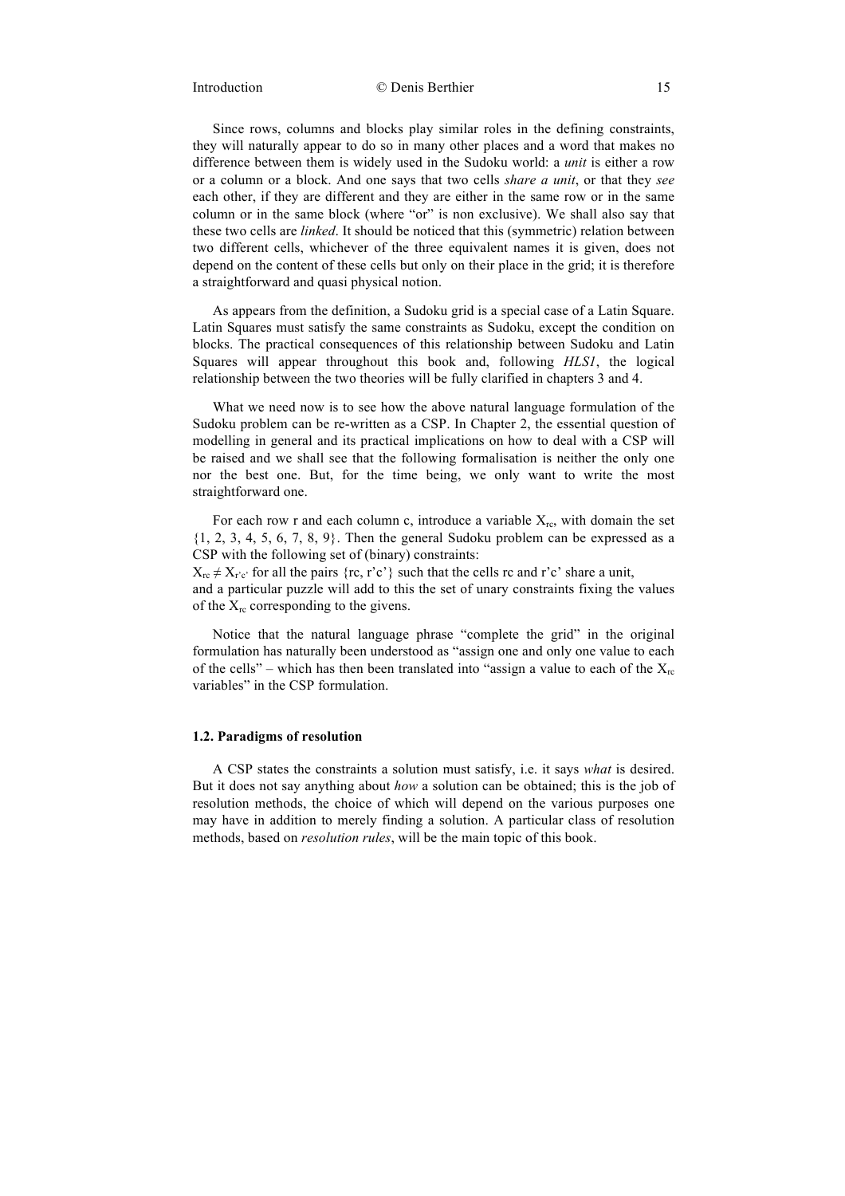Since rows, columns and blocks play similar roles in the defining constraints, they will naturally appear to do so in many other places and a word that makes no difference between them is widely used in the Sudoku world: a *unit* is either a row or a column or a block. And one says that two cells *share a unit*, or that they *see* each other, if they are different and they are either in the same row or in the same column or in the same block (where "or" is non exclusive). We shall also say that these two cells are *linked*. It should be noticed that this (symmetric) relation between two different cells, whichever of the three equivalent names it is given, does not depend on the content of these cells but only on their place in the grid; it is therefore a straightforward and quasi physical notion.

As appears from the definition, a Sudoku grid is a special case of a Latin Square. Latin Squares must satisfy the same constraints as Sudoku, except the condition on blocks. The practical consequences of this relationship between Sudoku and Latin Squares will appear throughout this book and, following *HLS1*, the logical relationship between the two theories will be fully clarified in chapters 3 and 4.

What we need now is to see how the above natural language formulation of the Sudoku problem can be re-written as a CSP. In Chapter 2, the essential question of modelling in general and its practical implications on how to deal with a CSP will be raised and we shall see that the following formalisation is neither the only one nor the best one. But, for the time being, we only want to write the most straightforward one.

For each row r and each column c, introduce a variable $X_{rc}$, with domain the set {1, 2, 3, 4, 5, 6, 7, 8, 9}. Then the general Sudoku problem can be expressed as a CSP with the following set of (binary) constraints:

$X_{rc} \neq X_{r'c'}$ for all the pairs {rc, r'c'} such that the cells rc and r'c' share a unit,
and a particular puzzle will add to this the set of unary constraints fixing the values of the $X_{rc}$ corresponding to the givens.

Notice that the natural language phrase "complete the grid" in the original formulation has naturally been understood as "assign one and only one value to each of the cells" – which has then been translated into "assign a value to each of the $X_{rc}$ variables" in the CSP formulation.

## 1.2. Paradigms of resolution

A CSP states the constraints a solution must satisfy, i.e. it says *what* is desired. But it does not say anything about *how* a solution can be obtained; this is the job of resolution methods, the choice of which will depend on the various purposes one may have in addition to merely finding a solution. A particular class of resolution methods, based on *resolution rules*, will be the main topic of this book.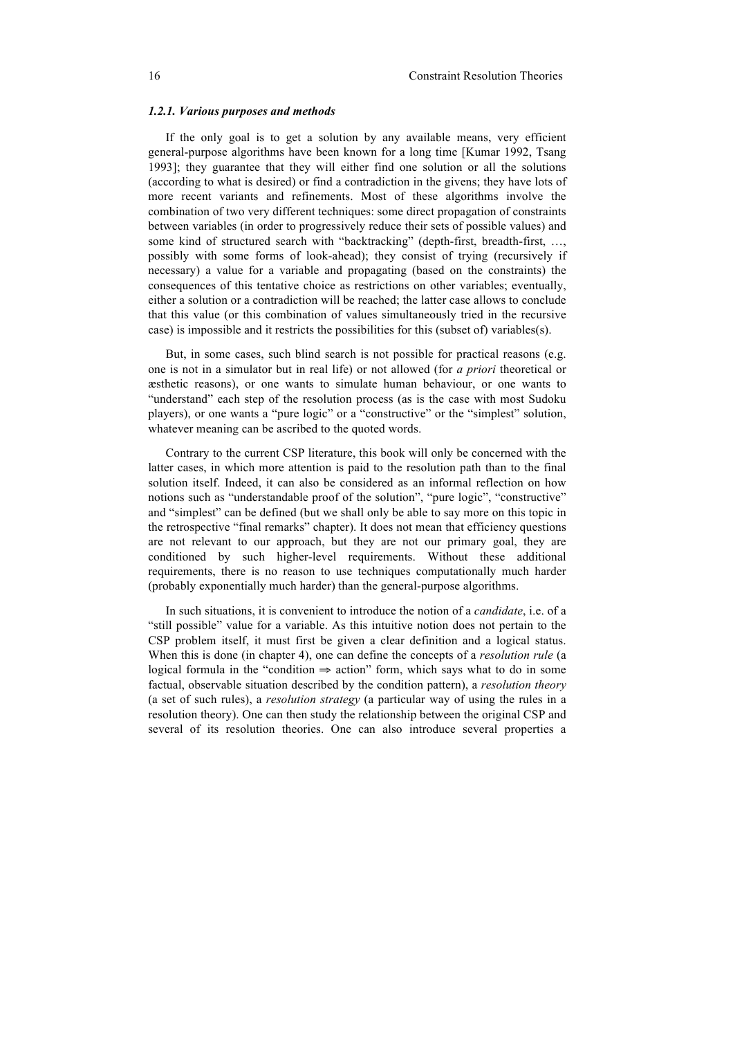### *1.2.1. Various purposes and methods*

If the only goal is to get a solution by any available means, very efficient general-purpose algorithms have been known for a long time [Kumar 1992, Tsang 1993]; they guarantee that they will either find one solution or all the solutions (according to what is desired) or find a contradiction in the givens; they have lots of more recent variants and refinements. Most of these algorithms involve the combination of two very different techniques: some direct propagation of constraints between variables (in order to progressively reduce their sets of possible values) and some kind of structured search with "backtracking" (depth-first, breadth-first, …, possibly with some forms of look-ahead); they consist of trying (recursively if necessary) a value for a variable and propagating (based on the constraints) the consequences of this tentative choice as restrictions on other variables; eventually, either a solution or a contradiction will be reached; the latter case allows to conclude that this value (or this combination of values simultaneously tried in the recursive case) is impossible and it restricts the possibilities for this (subset of) variables(s).

But, in some cases, such blind search is not possible for practical reasons (e.g. one is not in a simulator but in real life) or not allowed (for *a priori* theoretical or æsthetic reasons), or one wants to simulate human behaviour, or one wants to "understand" each step of the resolution process (as is the case with most Sudoku players), or one wants a "pure logic" or a "constructive" or the "simplest" solution, whatever meaning can be ascribed to the quoted words.

Contrary to the current CSP literature, this book will only be concerned with the latter cases, in which more attention is paid to the resolution path than to the final solution itself. Indeed, it can also be considered as an informal reflection on how notions such as "understandable proof of the solution", "pure logic", "constructive" and "simplest" can be defined (but we shall only be able to say more on this topic in the retrospective "final remarks" chapter). It does not mean that efficiency questions are not relevant to our approach, but they are not our primary goal, they are conditioned by such higher-level requirements. Without these additional requirements, there is no reason to use techniques computationally much harder (probably exponentially much harder) than the general-purpose algorithms.

In such situations, it is convenient to introduce the notion of a *candidate*, i.e. of a "still possible" value for a variable. As this intuitive notion does not pertain to the CSP problem itself, it must first be given a clear definition and a logical status. When this is done (in chapter 4), one can define the concepts of a *resolution rule* (a logical formula in the "condition ⇒ action" form, which says what to do in some factual, observable situation described by the condition pattern), a *resolution theory* (a set of such rules), a *resolution strategy* (a particular way of using the rules in a resolution theory). One can then study the relationship between the original CSP and several of its resolution theories. One can also introduce several properties a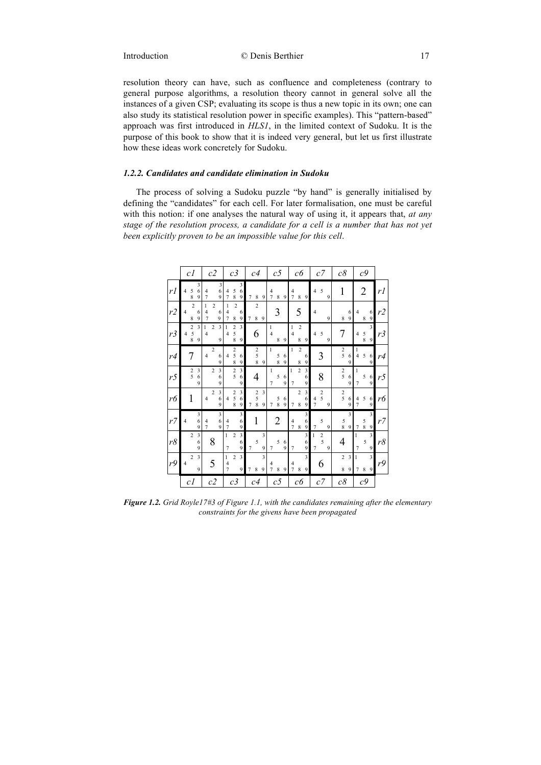resolution theory can have, such as confluence and completeness (contrary to general purpose algorithms, a resolution theory cannot in general solve all the instances of a given CSP; evaluating its scope is thus a new topic in its own; one can also study its statistical resolution power in specific examples). This "pattern-based" approach was first introduced in *HLS1*, in the limited context of Sudoku. It is the purpose of this book to show that it is indeed very general, but let us first illustrate how these ideas work concretely for Sudoku.

### *1.2.2. Candidates and candidate elimination in Sudoku*

The process of solving a Sudoku puzzle "by hand" is generally initialised by defining the "candidates" for each cell. For later formalisation, one must be careful with this notion: if one analyses the natural way of using it, it appears that, *at any stage of the resolution process, a candidate for a cell is a number that has not yet been explicitly proven to be an impossible value for this cell*.

| | *c1* | *c2* | *c3* | *c4* | *c5* | *c6* | *c7* | *c8* | *c9* | |
|---|---|---|---|---|---|---|---|---|---|---|
| *r1* | 3 4 5 6 8 9 | 3 4 6 7 9 | 3 4 5 6 7 8 9 | 7 8 9 | 4 7 8 9 | 4 7 8 9 | 4 5 9 | **1** | **2** | *r1* |
| *r2* | 2 4 6 8 9 | 1 2 4 6 7 9 | 1 2 4 6 7 8 9 | 2 7 8 9 | **3** | **5** | 4 9 | 6 8 9 | 4 6 8 9 | *r2* |
| *r3* | 2 3 4 5 8 9 | 1 2 3 4 9 | 1 2 3 4 5 8 9 | **6** | 1 4 8 9 | 1 2 4 8 9 | 4 5 9 | **7** | 3 4 5 8 9 | *r3* |
| *r4* | **7** | 2 4 6 9 | 2 4 5 6 8 9 | 2 5 8 9 | 1 5 6 8 9 | 1 2 6 8 9 | **3** | 2 5 6 9 | 1 4 5 6 9 | *r4* |
| *r5* | 2 3 5 6 9 | 2 3 6 9 | 2 3 5 6 9 | **4** | 1 5 6 7 9 | 1 2 3 6 7 9 | **8** | 2 5 6 9 | 1 5 6 7 9 | *r5* |
| *r6* | **1** | 2 3 4 6 9 | 2 3 4 5 6 8 9 | 2 3 5 7 8 9 | 5 6 7 8 9 | 2 3 6 7 8 9 | 2 4 5 7 9 | 2 5 6 9 | 4 5 6 7 9 | *r6* |
| *r7* | 3 4 6 9 | 3 4 6 7 9 | 3 4 6 7 9 | **1** | **2** | 3 4 6 7 8 9 | 5 7 9 | 3 5 8 9 | 3 5 7 8 9 | *r7* |
| *r8* | 2 3 6 9 | **8** | 1 2 3 6 7 9 | 3 5 7 9 | 5 6 7 9 | 3 6 7 9 | 1 2 5 7 9 | **4** | 1 3 5 7 9 | *r8* |
| *r9* | 2 3 4 9 | **5** | 1 2 3 4 7 9 | 3 7 8 9 | 4 7 8 9 | 3 4 7 8 9 | **6** | 2 3 8 9 | 1 3 7 8 9 | *r9* |
| | *c1* | *c2* | *c3* | *c4* | *c5* | *c6* | *c7* | *c8* | *c9* | |

***Figure 1.2.*** *Grid Royle17#3 of Figure 1.1, with the candidates remaining after the elementary constraints for the givens have been propagated*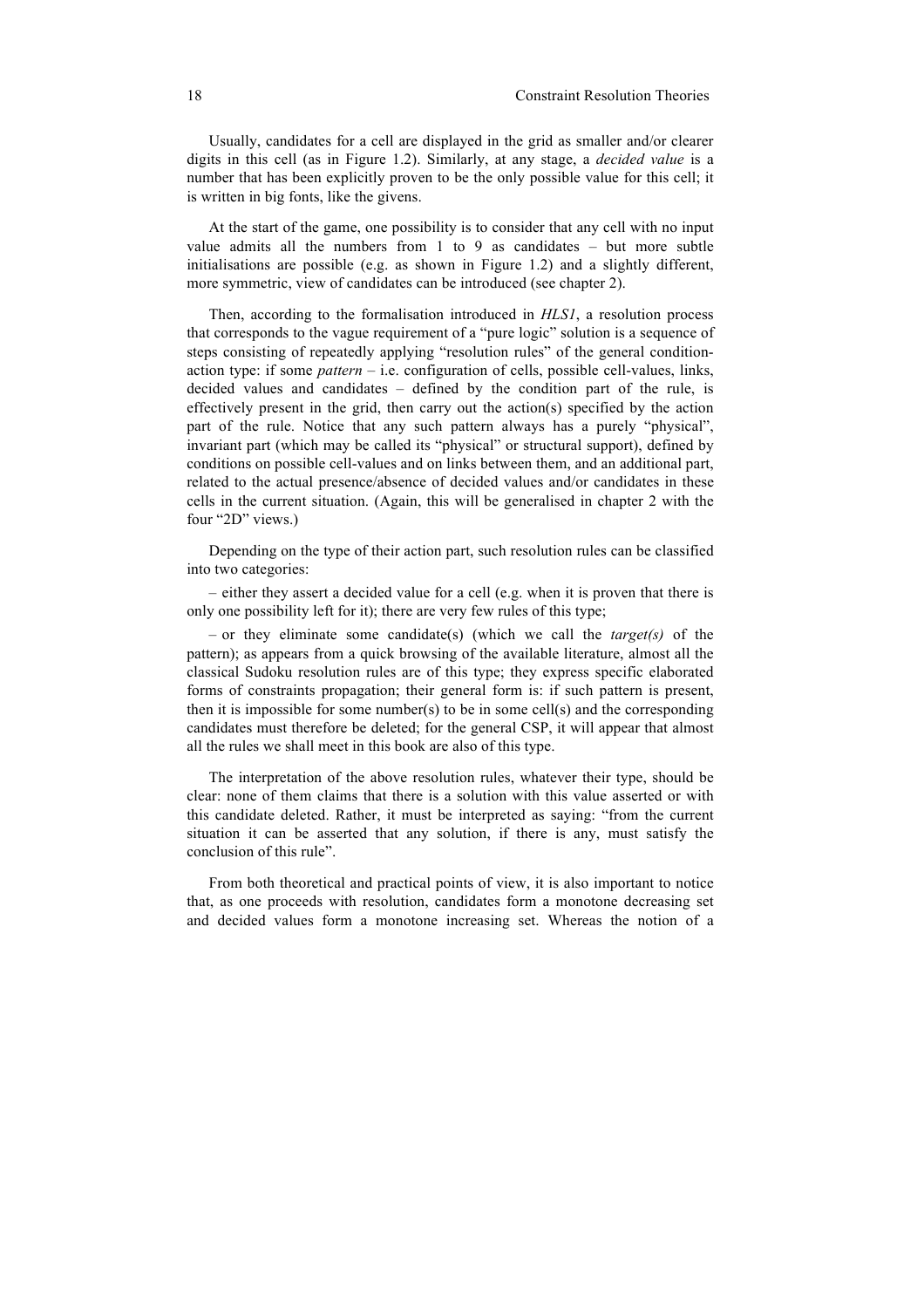Usually, candidates for a cell are displayed in the grid as smaller and/or clearer digits in this cell (as in Figure 1.2). Similarly, at any stage, a *decided value* is a number that has been explicitly proven to be the only possible value for this cell; it is written in big fonts, like the givens.

At the start of the game, one possibility is to consider that any cell with no input value admits all the numbers from 1 to 9 as candidates – but more subtle initialisations are possible (e.g. as shown in Figure 1.2) and a slightly different, more symmetric, view of candidates can be introduced (see chapter 2).

Then, according to the formalisation introduced in *HLS1*, a resolution process that corresponds to the vague requirement of a "pure logic" solution is a sequence of steps consisting of repeatedly applying "resolution rules" of the general condition-action type: if some *pattern* – i.e. configuration of cells, possible cell-values, links, decided values and candidates – defined by the condition part of the rule, is effectively present in the grid, then carry out the action(s) specified by the action part of the rule. Notice that any such pattern always has a purely "physical", invariant part (which may be called its "physical" or structural support), defined by conditions on possible cell-values and on links between them, and an additional part, related to the actual presence/absence of decided values and/or candidates in these cells in the current situation. (Again, this will be generalised in chapter 2 with the four "2D" views.)

Depending on the type of their action part, such resolution rules can be classified into two categories:

– either they assert a decided value for a cell (e.g. when it is proven that there is only one possibility left for it); there are very few rules of this type;

– or they eliminate some candidate(s) (which we call the *target(s)* of the pattern); as appears from a quick browsing of the available literature, almost all the classical Sudoku resolution rules are of this type; they express specific elaborated forms of constraints propagation; their general form is: if such pattern is present, then it is impossible for some number(s) to be in some cell(s) and the corresponding candidates must therefore be deleted; for the general CSP, it will appear that almost all the rules we shall meet in this book are also of this type.

The interpretation of the above resolution rules, whatever their type, should be clear: none of them claims that there is a solution with this value asserted or with this candidate deleted. Rather, it must be interpreted as saying: "from the current situation it can be asserted that any solution, if there is any, must satisfy the conclusion of this rule".

From both theoretical and practical points of view, it is also important to notice that, as one proceeds with resolution, candidates form a monotone decreasing set and decided values form a monotone increasing set. Whereas the notion of a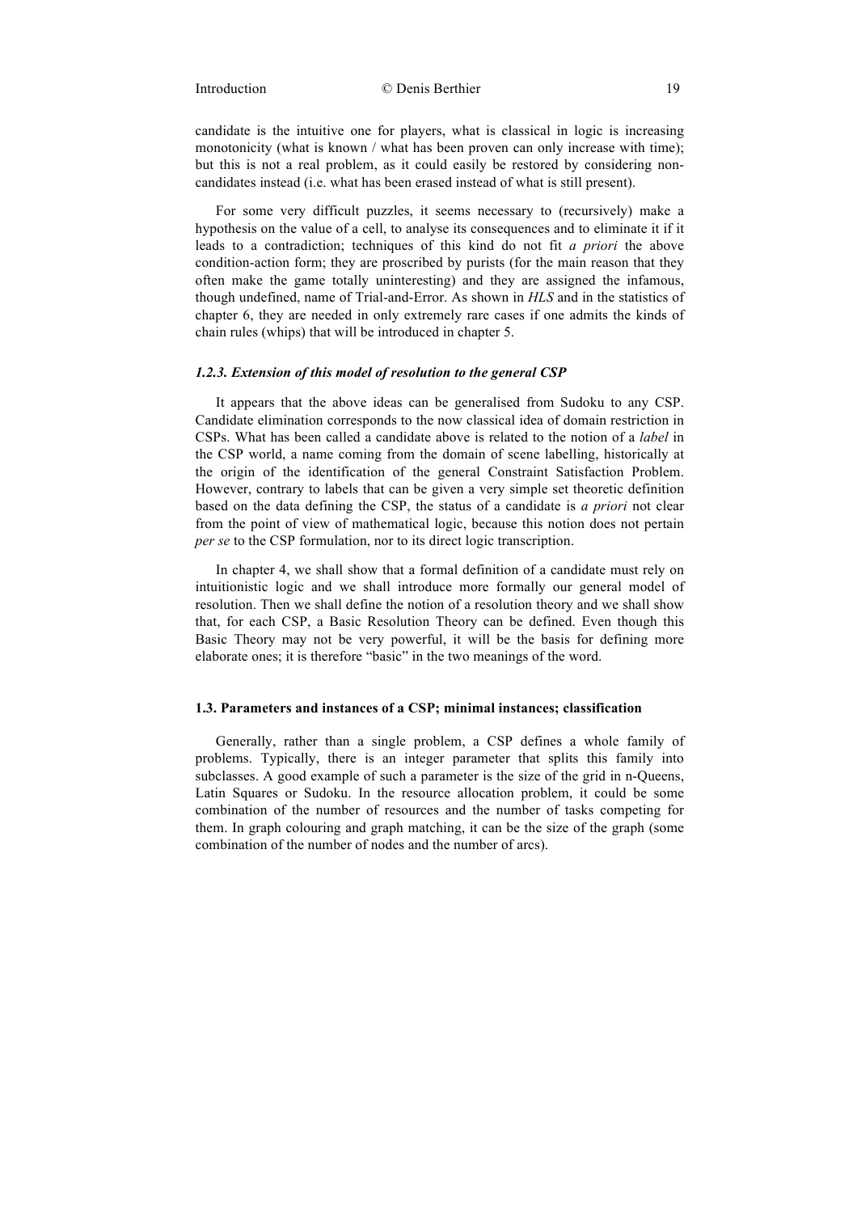candidate is the intuitive one for players, what is classical in logic is increasing monotonicity (what is known / what has been proven can only increase with time); but this is not a real problem, as it could easily be restored by considering non-candidates instead (i.e. what has been erased instead of what is still present).

For some very difficult puzzles, it seems necessary to (recursively) make a hypothesis on the value of a cell, to analyse its consequences and to eliminate it if it leads to a contradiction; techniques of this kind do not fit *a priori* the above condition-action form; they are proscribed by purists (for the main reason that they often make the game totally uninteresting) and they are assigned the infamous, though undefined, name of Trial-and-Error. As shown in *HLS* and in the statistics of chapter 6, they are needed in only extremely rare cases if one admits the kinds of chain rules (whips) that will be introduced in chapter 5.

### *1.2.3. Extension of this model of resolution to the general CSP*

It appears that the above ideas can be generalised from Sudoku to any CSP. Candidate elimination corresponds to the now classical idea of domain restriction in CSPs. What has been called a candidate above is related to the notion of a *label* in the CSP world, a name coming from the domain of scene labelling, historically at the origin of the identification of the general Constraint Satisfaction Problem. However, contrary to labels that can be given a very simple set theoretic definition based on the data defining the CSP, the status of a candidate is *a priori* not clear from the point of view of mathematical logic, because this notion does not pertain *per se* to the CSP formulation, nor to its direct logic transcription.

In chapter 4, we shall show that a formal definition of a candidate must rely on intuitionistic logic and we shall introduce more formally our general model of resolution. Then we shall define the notion of a resolution theory and we shall show that, for each CSP, a Basic Resolution Theory can be defined. Even though this Basic Theory may not be very powerful, it will be the basis for defining more elaborate ones; it is therefore "basic" in the two meanings of the word.

## 1.3. Parameters and instances of a CSP; minimal instances; classification

Generally, rather than a single problem, a CSP defines a whole family of problems. Typically, there is an integer parameter that splits this family into subclasses. A good example of such a parameter is the size of the grid in n-Queens, Latin Squares or Sudoku. In the resource allocation problem, it could be some combination of the number of resources and the number of tasks competing for them. In graph colouring and graph matching, it can be the size of the graph (some combination of the number of nodes and the number of arcs).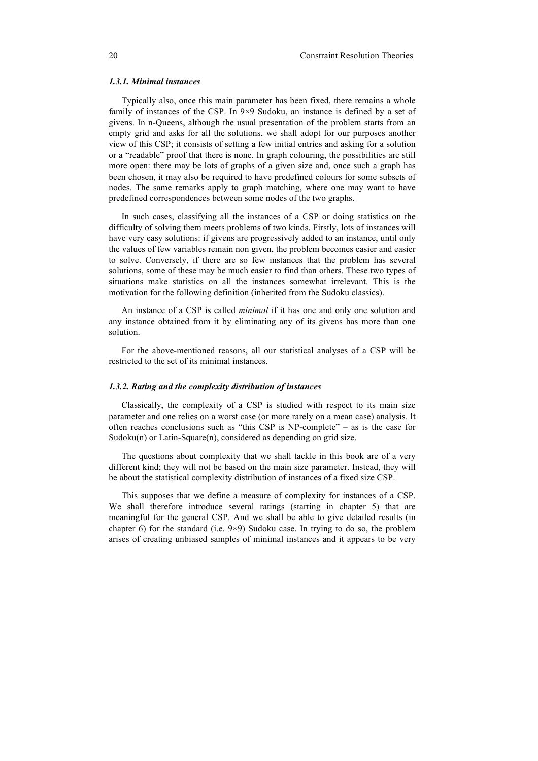#### *1.3.1. Minimal instances*

Typically also, once this main parameter has been fixed, there remains a whole family of instances of the CSP. In 9×9 Sudoku, an instance is defined by a set of givens. In n-Queens, although the usual presentation of the problem starts from an empty grid and asks for all the solutions, we shall adopt for our purposes another view of this CSP; it consists of setting a few initial entries and asking for a solution or a "readable" proof that there is none. In graph colouring, the possibilities are still more open: there may be lots of graphs of a given size and, once such a graph has been chosen, it may also be required to have predefined colours for some subsets of nodes. The same remarks apply to graph matching, where one may want to have predefined correspondences between some nodes of the two graphs.

In such cases, classifying all the instances of a CSP or doing statistics on the difficulty of solving them meets problems of two kinds. Firstly, lots of instances will have very easy solutions: if givens are progressively added to an instance, until only the values of few variables remain non given, the problem becomes easier and easier to solve. Conversely, if there are so few instances that the problem has several solutions, some of these may be much easier to find than others. These two types of situations make statistics on all the instances somewhat irrelevant. This is the motivation for the following definition (inherited from the Sudoku classics).

An instance of a CSP is called *minimal* if it has one and only one solution and any instance obtained from it by eliminating any of its givens has more than one solution.

For the above-mentioned reasons, all our statistical analyses of a CSP will be restricted to the set of its minimal instances.

#### *1.3.2. Rating and the complexity distribution of instances*

Classically, the complexity of a CSP is studied with respect to its main size parameter and one relies on a worst case (or more rarely on a mean case) analysis. It often reaches conclusions such as "this CSP is NP-complete" – as is the case for Sudoku(n) or Latin-Square(n), considered as depending on grid size.

The questions about complexity that we shall tackle in this book are of a very different kind; they will not be based on the main size parameter. Instead, they will be about the statistical complexity distribution of instances of a fixed size CSP.

This supposes that we define a measure of complexity for instances of a CSP. We shall therefore introduce several ratings (starting in chapter 5) that are meaningful for the general CSP. And we shall be able to give detailed results (in chapter 6) for the standard (i.e. 9×9) Sudoku case. In trying to do so, the problem arises of creating unbiased samples of minimal instances and it appears to be very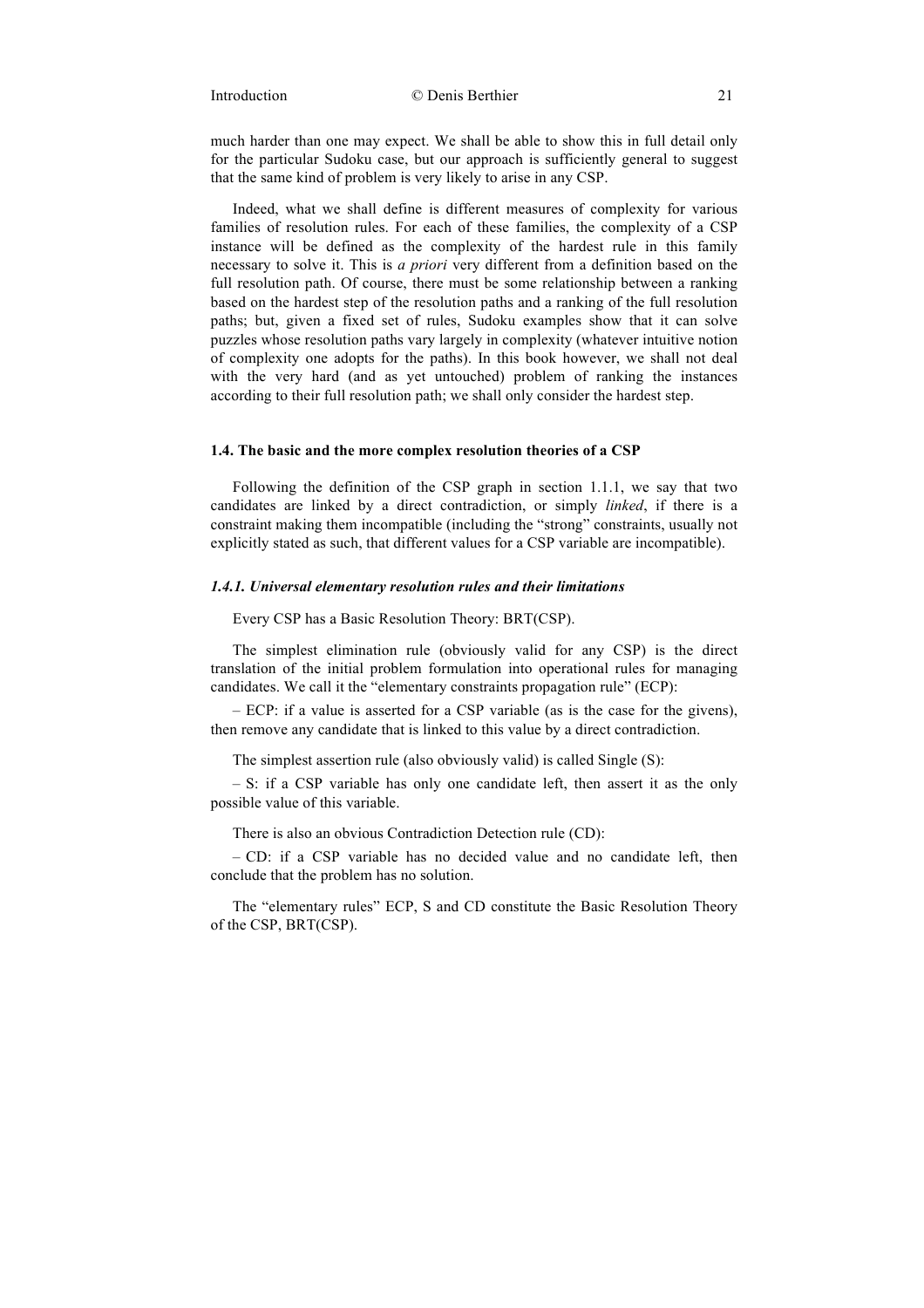much harder than one may expect. We shall be able to show this in full detail only for the particular Sudoku case, but our approach is sufficiently general to suggest that the same kind of problem is very likely to arise in any CSP.

Indeed, what we shall define is different measures of complexity for various families of resolution rules. For each of these families, the complexity of a CSP instance will be defined as the complexity of the hardest rule in this family necessary to solve it. This is *a priori* very different from a definition based on the full resolution path. Of course, there must be some relationship between a ranking based on the hardest step of the resolution paths and a ranking of the full resolution paths; but, given a fixed set of rules, Sudoku examples show that it can solve puzzles whose resolution paths vary largely in complexity (whatever intuitive notion of complexity one adopts for the paths). In this book however, we shall not deal with the very hard (and as yet untouched) problem of ranking the instances according to their full resolution path; we shall only consider the hardest step.

## 1.4. The basic and the more complex resolution theories of a CSP

Following the definition of the CSP graph in section 1.1.1, we say that two candidates are linked by a direct contradiction, or simply *linked*, if there is a constraint making them incompatible (including the "strong" constraints, usually not explicitly stated as such, that different values for a CSP variable are incompatible).

### *1.4.1. Universal elementary resolution rules and their limitations*

Every CSP has a Basic Resolution Theory: BRT(CSP).

The simplest elimination rule (obviously valid for any CSP) is the direct translation of the initial problem formulation into operational rules for managing candidates. We call it the "elementary constraints propagation rule" (ECP):

– ECP: if a value is asserted for a CSP variable (as is the case for the givens), then remove any candidate that is linked to this value by a direct contradiction.

The simplest assertion rule (also obviously valid) is called Single (S):

– S: if a CSP variable has only one candidate left, then assert it as the only possible value of this variable.

There is also an obvious Contradiction Detection rule (CD):

– CD: if a CSP variable has no decided value and no candidate left, then conclude that the problem has no solution.

The "elementary rules" ECP, S and CD constitute the Basic Resolution Theory of the CSP, BRT(CSP).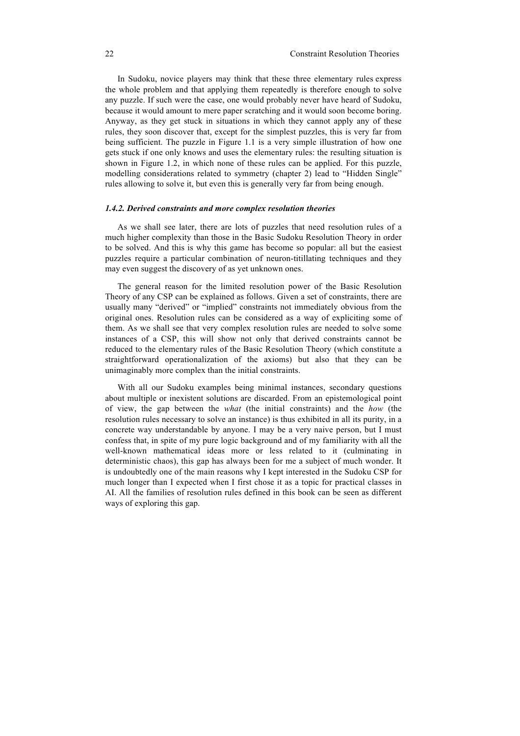In Sudoku, novice players may think that these three elementary rules express the whole problem and that applying them repeatedly is therefore enough to solve any puzzle. If such were the case, one would probably never have heard of Sudoku, because it would amount to mere paper scratching and it would soon become boring. Anyway, as they get stuck in situations in which they cannot apply any of these rules, they soon discover that, except for the simplest puzzles, this is very far from being sufficient. The puzzle in Figure 1.1 is a very simple illustration of how one gets stuck if one only knows and uses the elementary rules: the resulting situation is shown in Figure 1.2, in which none of these rules can be applied. For this puzzle, modelling considerations related to symmetry (chapter 2) lead to "Hidden Single" rules allowing to solve it, but even this is generally very far from being enough.

### *1.4.2. Derived constraints and more complex resolution theories*

As we shall see later, there are lots of puzzles that need resolution rules of a much higher complexity than those in the Basic Sudoku Resolution Theory in order to be solved. And this is why this game has become so popular: all but the easiest puzzles require a particular combination of neuron-titillating techniques and they may even suggest the discovery of as yet unknown ones.

The general reason for the limited resolution power of the Basic Resolution Theory of any CSP can be explained as follows. Given a set of constraints, there are usually many "derived" or "implied" constraints not immediately obvious from the original ones. Resolution rules can be considered as a way of expliciting some of them. As we shall see that very complex resolution rules are needed to solve some instances of a CSP, this will show not only that derived constraints cannot be reduced to the elementary rules of the Basic Resolution Theory (which constitute a straightforward operationalization of the axioms) but also that they can be unimaginably more complex than the initial constraints.

With all our Sudoku examples being minimal instances, secondary questions about multiple or inexistent solutions are discarded. From an epistemological point of view, the gap between the *what* (the initial constraints) and the *how* (the resolution rules necessary to solve an instance) is thus exhibited in all its purity, in a concrete way understandable by anyone. I may be a very naive person, but I must confess that, in spite of my pure logic background and of my familiarity with all the well-known mathematical ideas more or less related to it (culminating in deterministic chaos), this gap has always been for me a subject of much wonder. It is undoubtedly one of the main reasons why I kept interested in the Sudoku CSP for much longer than I expected when I first chose it as a topic for practical classes in AI. All the families of resolution rules defined in this book can be seen as different ways of exploring this gap.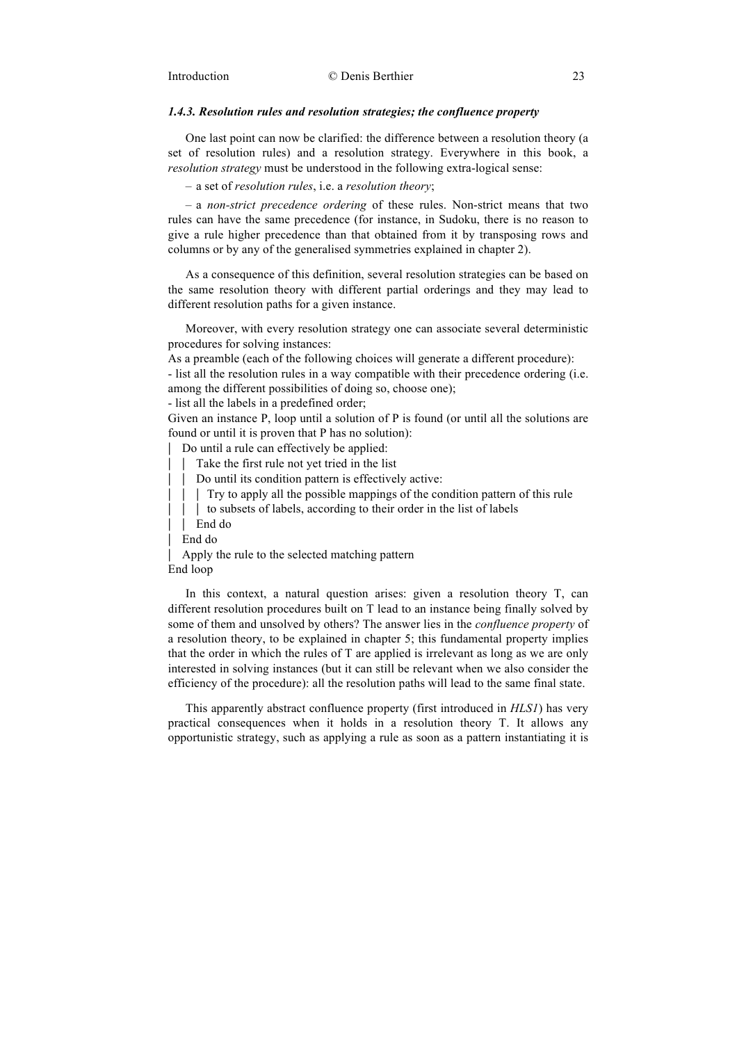### *1.4.3. Resolution rules and resolution strategies; the confluence property*

One last point can now be clarified: the difference between a resolution theory (a set of resolution rules) and a resolution strategy. Everywhere in this book, a *resolution strategy* must be understood in the following extra-logical sense:

– a set of *resolution rules*, i.e. a *resolution theory*;

– a *non-strict precedence ordering* of these rules. Non-strict means that two rules can have the same precedence (for instance, in Sudoku, there is no reason to give a rule higher precedence than that obtained from it by transposing rows and columns or by any of the generalised symmetries explained in chapter 2).

As a consequence of this definition, several resolution strategies can be based on the same resolution theory with different partial orderings and they may lead to different resolution paths for a given instance.

Moreover, with every resolution strategy one can associate several deterministic procedures for solving instances:

As a preamble (each of the following choices will generate a different procedure):
- list all the resolution rules in a way compatible with their precedence ordering (i.e. among the different possibilities of doing so, choose one);
- list all the labels in a predefined order;

Given an instance P, loop until a solution of P is found (or until all the solutions are found or until it is proven that P has no solution):

```
|  Do until a rule can effectively be applied:
|  |  Take the first rule not yet tried in the list
|  |  Do until its condition pattern is effectively active:
|  |  |  Try to apply all the possible mappings of the condition pattern of this rule
|  |  |  to subsets of labels, according to their order in the list of labels
|  |  End do
|  End do
|  Apply the rule to the selected matching pattern
End loop
```

In this context, a natural question arises: given a resolution theory T, can different resolution procedures built on T lead to an instance being finally solved by some of them and unsolved by others? The answer lies in the *confluence property* of a resolution theory, to be explained in chapter 5; this fundamental property implies that the order in which the rules of T are applied is irrelevant as long as we are only interested in solving instances (but it can still be relevant when we also consider the efficiency of the procedure): all the resolution paths will lead to the same final state.

This apparently abstract confluence property (first introduced in *HLS1*) has very practical consequences when it holds in a resolution theory T. It allows any opportunistic strategy, such as applying a rule as soon as a pattern instantiating it is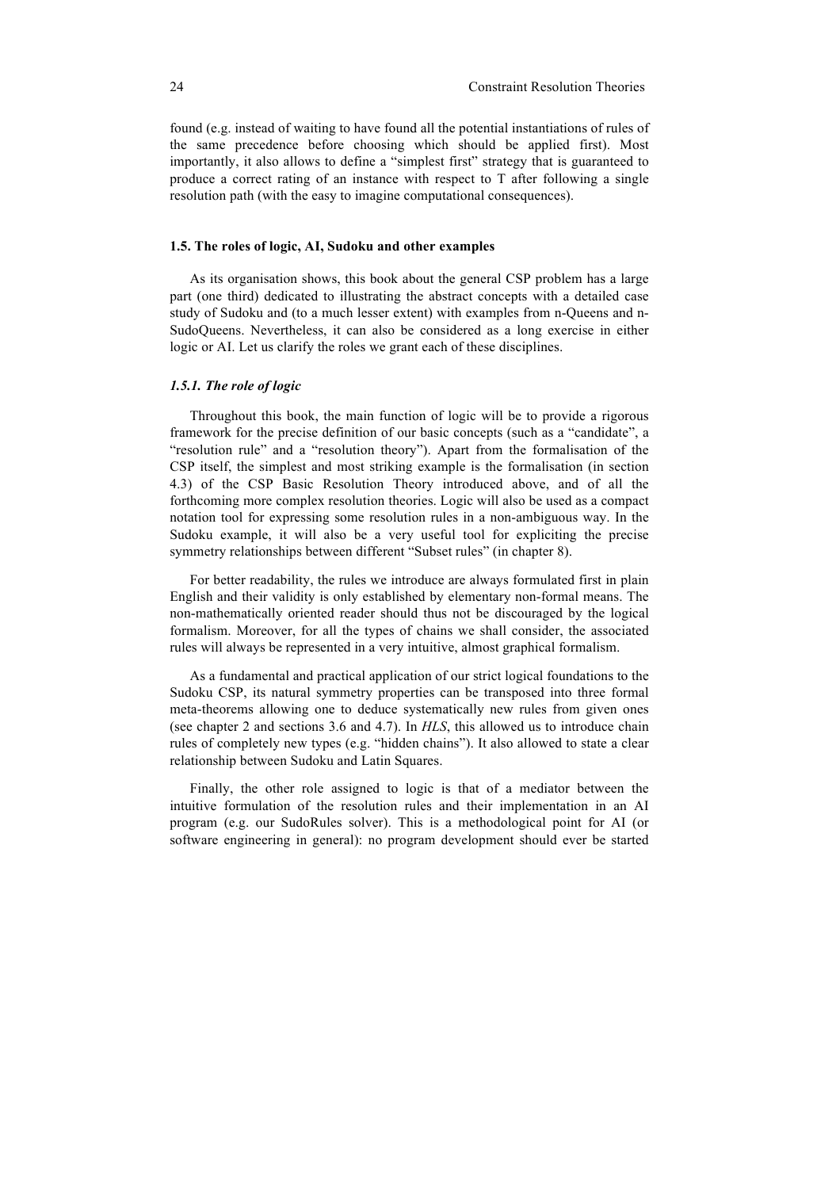found (e.g. instead of waiting to have found all the potential instantiations of rules of the same precedence before choosing which should be applied first). Most importantly, it also allows to define a "simplest first" strategy that is guaranteed to produce a correct rating of an instance with respect to T after following a single resolution path (with the easy to imagine computational consequences).

### 1.5. The roles of logic, AI, Sudoku and other examples

As its organisation shows, this book about the general CSP problem has a large part (one third) dedicated to illustrating the abstract concepts with a detailed case study of Sudoku and (to a much lesser extent) with examples from n-Queens and n-SudoQueens. Nevertheless, it can also be considered as a long exercise in either logic or AI. Let us clarify the roles we grant each of these disciplines.

#### *1.5.1. The role of logic*

Throughout this book, the main function of logic will be to provide a rigorous framework for the precise definition of our basic concepts (such as a "candidate", a "resolution rule" and a "resolution theory"). Apart from the formalisation of the CSP itself, the simplest and most striking example is the formalisation (in section 4.3) of the CSP Basic Resolution Theory introduced above, and of all the forthcoming more complex resolution theories. Logic will also be used as a compact notation tool for expressing some resolution rules in a non-ambiguous way. In the Sudoku example, it will also be a very useful tool for expliciting the precise symmetry relationships between different "Subset rules" (in chapter 8).

For better readability, the rules we introduce are always formulated first in plain English and their validity is only established by elementary non-formal means. The non-mathematically oriented reader should thus not be discouraged by the logical formalism. Moreover, for all the types of chains we shall consider, the associated rules will always be represented in a very intuitive, almost graphical formalism.

As a fundamental and practical application of our strict logical foundations to the Sudoku CSP, its natural symmetry properties can be transposed into three formal meta-theorems allowing one to deduce systematically new rules from given ones (see chapter 2 and sections 3.6 and 4.7). In *HLS*, this allowed us to introduce chain rules of completely new types (e.g. "hidden chains"). It also allowed to state a clear relationship between Sudoku and Latin Squares.

Finally, the other role assigned to logic is that of a mediator between the intuitive formulation of the resolution rules and their implementation in an AI program (e.g. our SudoRules solver). This is a methodological point for AI (or software engineering in general): no program development should ever be started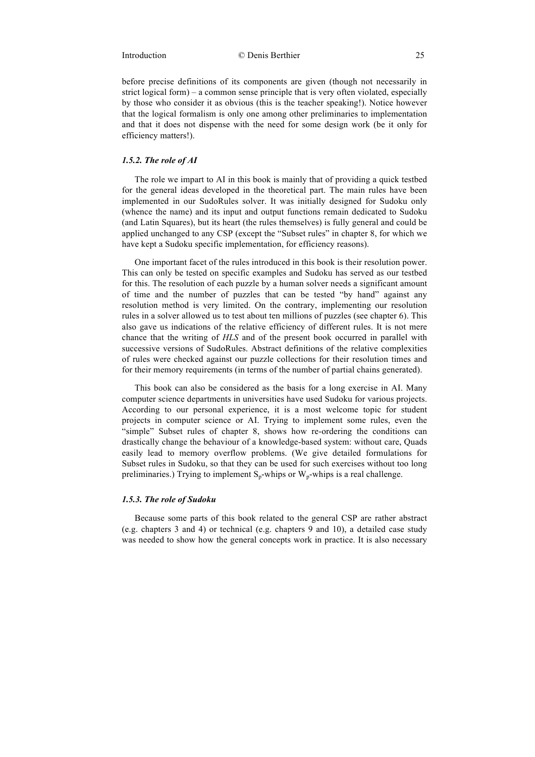before precise definitions of its components are given (though not necessarily in strict logical form) – a common sense principle that is very often violated, especially by those who consider it as obvious (this is the teacher speaking!). Notice however that the logical formalism is only one among other preliminaries to implementation and that it does not dispense with the need for some design work (be it only for efficiency matters!).

### *1.5.2. The role of AI*

The role we impart to AI in this book is mainly that of providing a quick testbed for the general ideas developed in the theoretical part. The main rules have been implemented in our SudoRules solver. It was initially designed for Sudoku only (whence the name) and its input and output functions remain dedicated to Sudoku (and Latin Squares), but its heart (the rules themselves) is fully general and could be applied unchanged to any CSP (except the "Subset rules" in chapter 8, for which we have kept a Sudoku specific implementation, for efficiency reasons).

One important facet of the rules introduced in this book is their resolution power. This can only be tested on specific examples and Sudoku has served as our testbed for this. The resolution of each puzzle by a human solver needs a significant amount of time and the number of puzzles that can be tested "by hand" against any resolution method is very limited. On the contrary, implementing our resolution rules in a solver allowed us to test about ten millions of puzzles (see chapter 6). This also gave us indications of the relative efficiency of different rules. It is not mere chance that the writing of *HLS* and of the present book occurred in parallel with successive versions of SudoRules. Abstract definitions of the relative complexities of rules were checked against our puzzle collections for their resolution times and for their memory requirements (in terms of the number of partial chains generated).

This book can also be considered as the basis for a long exercise in AI. Many computer science departments in universities have used Sudoku for various projects. According to our personal experience, it is a most welcome topic for student projects in computer science or AI. Trying to implement some rules, even the "simple" Subset rules of chapter 8, shows how re-ordering the conditions can drastically change the behaviour of a knowledge-based system: without care, Quads easily lead to memory overflow problems. (We give detailed formulations for Subset rules in Sudoku, so that they can be used for such exercises without too long preliminaries.) Trying to implement $S_p$-whips or $W_p$-whips is a real challenge.

### *1.5.3. The role of Sudoku*

Because some parts of this book related to the general CSP are rather abstract (e.g. chapters 3 and 4) or technical (e.g. chapters 9 and 10), a detailed case study was needed to show how the general concepts work in practice. It is also necessary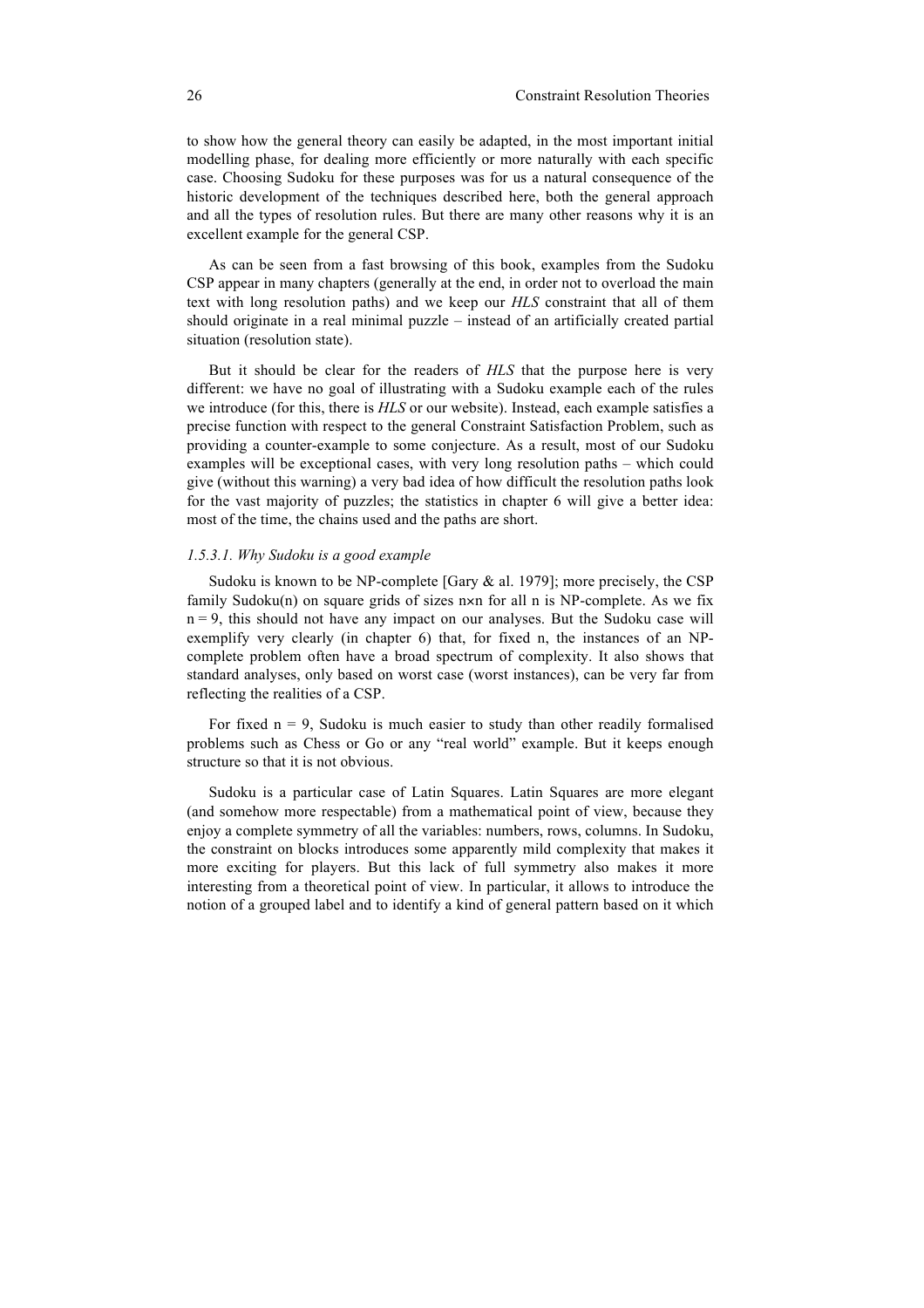to show how the general theory can easily be adapted, in the most important initial modelling phase, for dealing more efficiently or more naturally with each specific case. Choosing Sudoku for these purposes was for us a natural consequence of the historic development of the techniques described here, both the general approach and all the types of resolution rules. But there are many other reasons why it is an excellent example for the general CSP.

As can be seen from a fast browsing of this book, examples from the Sudoku CSP appear in many chapters (generally at the end, in order not to overload the main text with long resolution paths) and we keep our *HLS* constraint that all of them should originate in a real minimal puzzle – instead of an artificially created partial situation (resolution state).

But it should be clear for the readers of *HLS* that the purpose here is very different: we have no goal of illustrating with a Sudoku example each of the rules we introduce (for this, there is *HLS* or our website). Instead, each example satisfies a precise function with respect to the general Constraint Satisfaction Problem, such as providing a counter-example to some conjecture. As a result, most of our Sudoku examples will be exceptional cases, with very long resolution paths – which could give (without this warning) a very bad idea of how difficult the resolution paths look for the vast majority of puzzles; the statistics in chapter 6 will give a better idea: most of the time, the chains used and the paths are short.

#### *1.5.3.1. Why Sudoku is a good example*

Sudoku is known to be NP-complete [Gary & al. 1979]; more precisely, the CSP family Sudoku(n) on square grids of sizes n×n for all n is NP-complete. As we fix n = 9, this should not have any impact on our analyses. But the Sudoku case will exemplify very clearly (in chapter 6) that, for fixed n, the instances of an NP-complete problem often have a broad spectrum of complexity. It also shows that standard analyses, only based on worst case (worst instances), can be very far from reflecting the realities of a CSP.

For fixed n = 9, Sudoku is much easier to study than other readily formalised problems such as Chess or Go or any "real world" example. But it keeps enough structure so that it is not obvious.

Sudoku is a particular case of Latin Squares. Latin Squares are more elegant (and somehow more respectable) from a mathematical point of view, because they enjoy a complete symmetry of all the variables: numbers, rows, columns. In Sudoku, the constraint on blocks introduces some apparently mild complexity that makes it more exciting for players. But this lack of full symmetry also makes it more interesting from a theoretical point of view. In particular, it allows to introduce the notion of a grouped label and to identify a kind of general pattern based on it which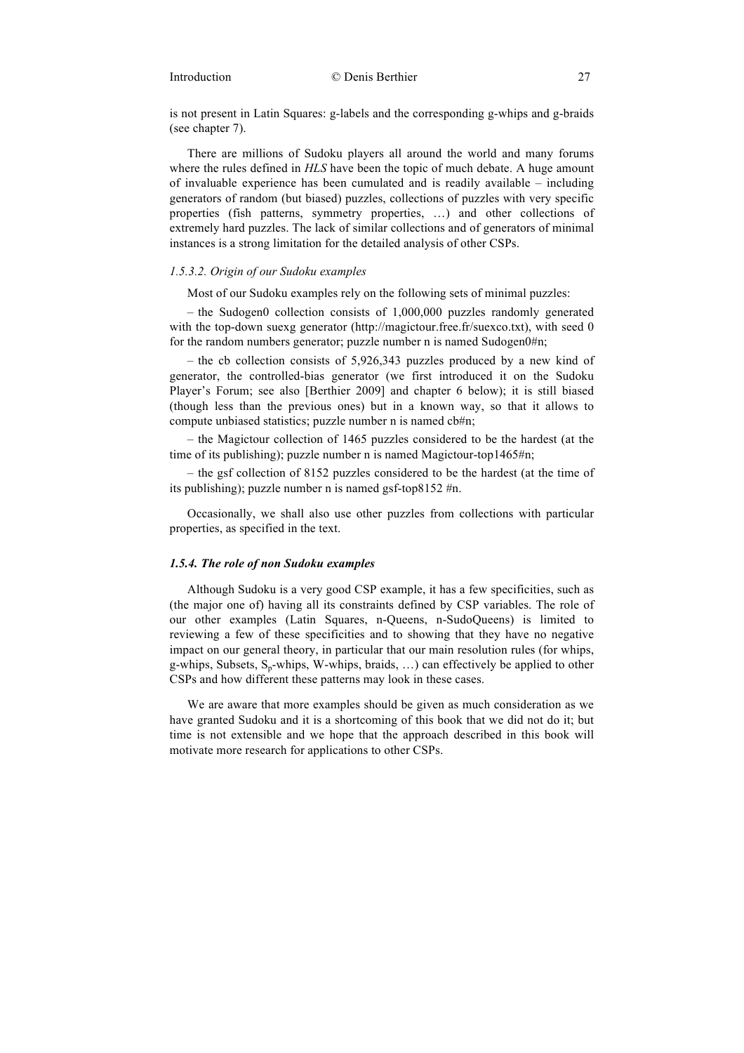is not present in Latin Squares: g-labels and the corresponding g-whips and g-braids (see chapter 7).

There are millions of Sudoku players all around the world and many forums where the rules defined in *HLS* have been the topic of much debate. A huge amount of invaluable experience has been cumulated and is readily available – including generators of random (but biased) puzzles, collections of puzzles with very specific properties (fish patterns, symmetry properties, …) and other collections of extremely hard puzzles. The lack of similar collections and of generators of minimal instances is a strong limitation for the detailed analysis of other CSPs.

#### *1.5.3.2. Origin of our Sudoku examples*

Most of our Sudoku examples rely on the following sets of minimal puzzles:

– the Sudogen0 collection consists of 1,000,000 puzzles randomly generated with the top-down suexg generator (http://magictour.free.fr/suexco.txt), with seed 0 for the random numbers generator; puzzle number n is named Sudogen0#n;

– the cb collection consists of 5,926,343 puzzles produced by a new kind of generator, the controlled-bias generator (we first introduced it on the Sudoku Player's Forum; see also [Berthier 2009] and chapter 6 below); it is still biased (though less than the previous ones) but in a known way, so that it allows to compute unbiased statistics; puzzle number n is named cb#n;

– the Magictour collection of 1465 puzzles considered to be the hardest (at the time of its publishing); puzzle number n is named Magictour-top1465#n;

– the gsf collection of 8152 puzzles considered to be the hardest (at the time of its publishing); puzzle number n is named gsf-top8152 #n.

Occasionally, we shall also use other puzzles from collections with particular properties, as specified in the text.

### *1.5.4. The role of non Sudoku examples*

Although Sudoku is a very good CSP example, it has a few specificities, such as (the major one of) having all its constraints defined by CSP variables. The role of our other examples (Latin Squares, n-Queens, n-SudoQueens) is limited to reviewing a few of these specificities and to showing that they have no negative impact on our general theory, in particular that our main resolution rules (for whips, g-whips, Subsets, $S_p$-whips, W-whips, braids, …) can effectively be applied to other CSPs and how different these patterns may look in these cases.

We are aware that more examples should be given as much consideration as we have granted Sudoku and it is a shortcoming of this book that we did not do it; but time is not extensible and we hope that the approach described in this book will motivate more research for applications to other CSPs.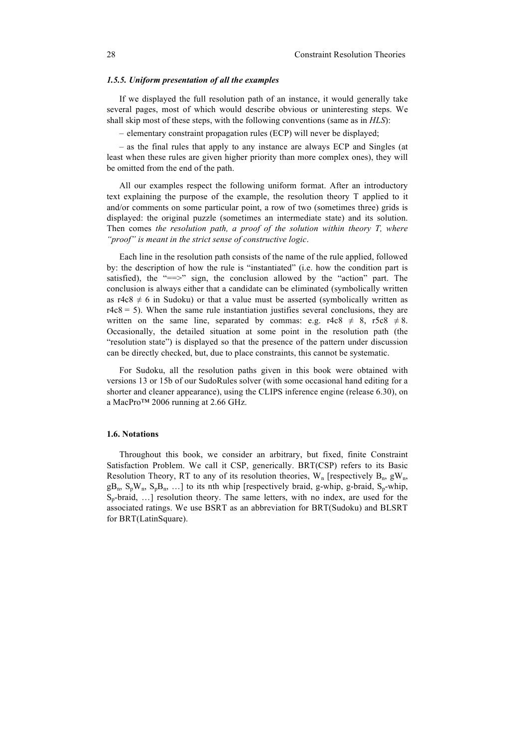### *1.5.5. Uniform presentation of all the examples*

If we displayed the full resolution path of an instance, it would generally take several pages, most of which would describe obvious or uninteresting steps. We shall skip most of these steps, with the following conventions (same as in *HLS*):

– elementary constraint propagation rules (ECP) will never be displayed;

– as the final rules that apply to any instance are always ECP and Singles (at least when these rules are given higher priority than more complex ones), they will be omitted from the end of the path.

All our examples respect the following uniform format. After an introductory text explaining the purpose of the example, the resolution theory T applied to it and/or comments on some particular point, a row of two (sometimes three) grids is displayed: the original puzzle (sometimes an intermediate state) and its solution. Then comes *the resolution path, a proof of the solution within theory T, where "proof" is meant in the strict sense of constructive logic*.

Each line in the resolution path consists of the name of the rule applied, followed by: the description of how the rule is "instantiated" (i.e. how the condition part is satisfied), the "==>" sign, the conclusion allowed by the "action" part. The conclusion is always either that a candidate can be eliminated (symbolically written as r4c8 ≠ 6 in Sudoku) or that a value must be asserted (symbolically written as r4c8 = 5). When the same rule instantiation justifies several conclusions, they are written on the same line, separated by commas: e.g. r4c8 ≠ 8, r5c8 ≠ 8. Occasionally, the detailed situation at some point in the resolution path (the "resolution state") is displayed so that the presence of the pattern under discussion can be directly checked, but, due to place constraints, this cannot be systematic.

For Sudoku, all the resolution paths given in this book were obtained with versions 13 or 15b of our SudoRules solver (with some occasional hand editing for a shorter and cleaner appearance), using the CLIPS inference engine (release 6.30), on a MacPro™ 2006 running at 2.66 GHz.

### **1.6. Notations**

Throughout this book, we consider an arbitrary, but fixed, finite Constraint Satisfaction Problem. We call it CSP, generically. BRT(CSP) refers to its Basic Resolution Theory, RT to any of its resolution theories, $W_n$ [respectively $B_n$, $gW_n$, $gB_n$, $S_pW_n$, $S_pB_n$, …] to its nth whip [respectively braid, g-whip, g-braid, $S_p$-whip, $S_p$-braid, …] resolution theory. The same letters, with no index, are used for the associated ratings. We use BSRT as an abbreviation for BRT(Sudoku) and BLSRT for BRT(LatinSquare).